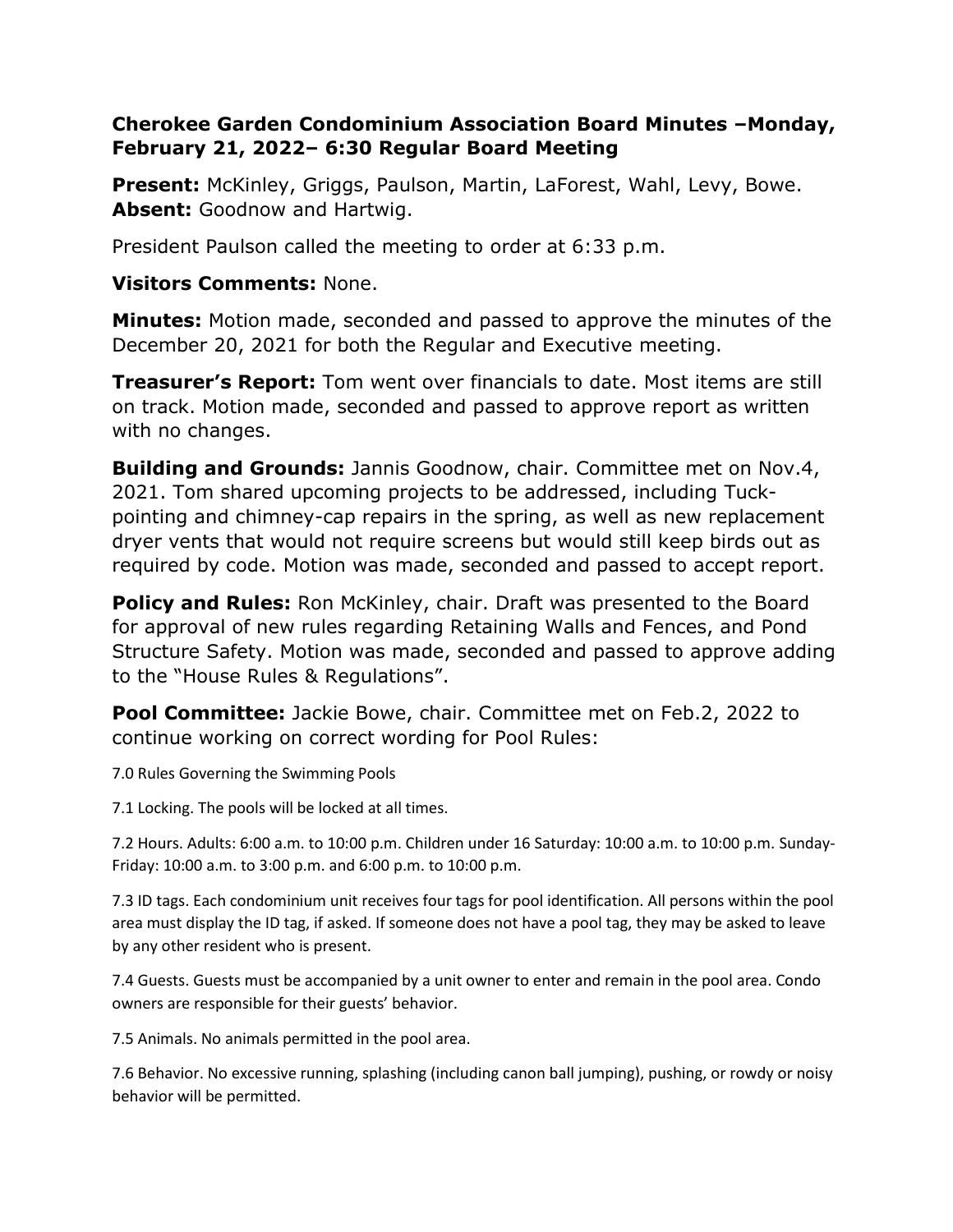**Cherokee Garden Condominium Association Board Minutes –Monday, February 21, 2022– 6:30 Regular Board Meeting**

**Present:** McKinley, Griggs, Paulson, Martin, LaForest, Wahl, Levy, Bowe. **Absent:** Goodnow and Hartwig.

President Paulson called the meeting to order at 6:33 p.m.

**Visitors Comments:** None.

**Minutes:** Motion made, seconded and passed to approve the minutes of the December 20, 2021 for both the Regular and Executive meeting.

**Treasurer's Report:** Tom went over financials to date. Most items are still on track. Motion made, seconded and passed to approve report as written with no changes.

**Building and Grounds:** Jannis Goodnow, chair. Committee met on Nov.4, 2021. Tom shared upcoming projects to be addressed, including Tuck-pointing and chimney-cap repairs in the spring, as well as new replacement dryer vents that would not require screens but would still keep birds out as required by code. Motion was made, seconded and passed to accept report.

**Policy and Rules:** Ron McKinley, chair. Draft was presented to the Board for approval of new rules regarding Retaining Walls and Fences, and Pond Structure Safety. Motion was made, seconded and passed to approve adding to the "House Rules & Regulations".

**Pool Committee:** Jackie Bowe, chair. Committee met on Feb.2, 2022 to continue working on correct wording for Pool Rules:

7.0 Rules Governing the Swimming Pools

7.1 Locking. The pools will be locked at all times.

7.2 Hours. Adults: 6:00 a.m. to 10:00 p.m. Children under 16 Saturday: 10:00 a.m. to 10:00 p.m. Sunday-Friday: 10:00 a.m. to 3:00 p.m. and 6:00 p.m. to 10:00 p.m.

7.3 ID tags. Each condominium unit receives four tags for pool identification. All persons within the pool area must display the ID tag, if asked. If someone does not have a pool tag, they may be asked to leave by any other resident who is present.

7.4 Guests. Guests must be accompanied by a unit owner to enter and remain in the pool area. Condo owners are responsible for their guests' behavior.

7.5 Animals. No animals permitted in the pool area.

7.6 Behavior. No excessive running, splashing (including canon ball jumping), pushing, or rowdy or noisy behavior will be permitted.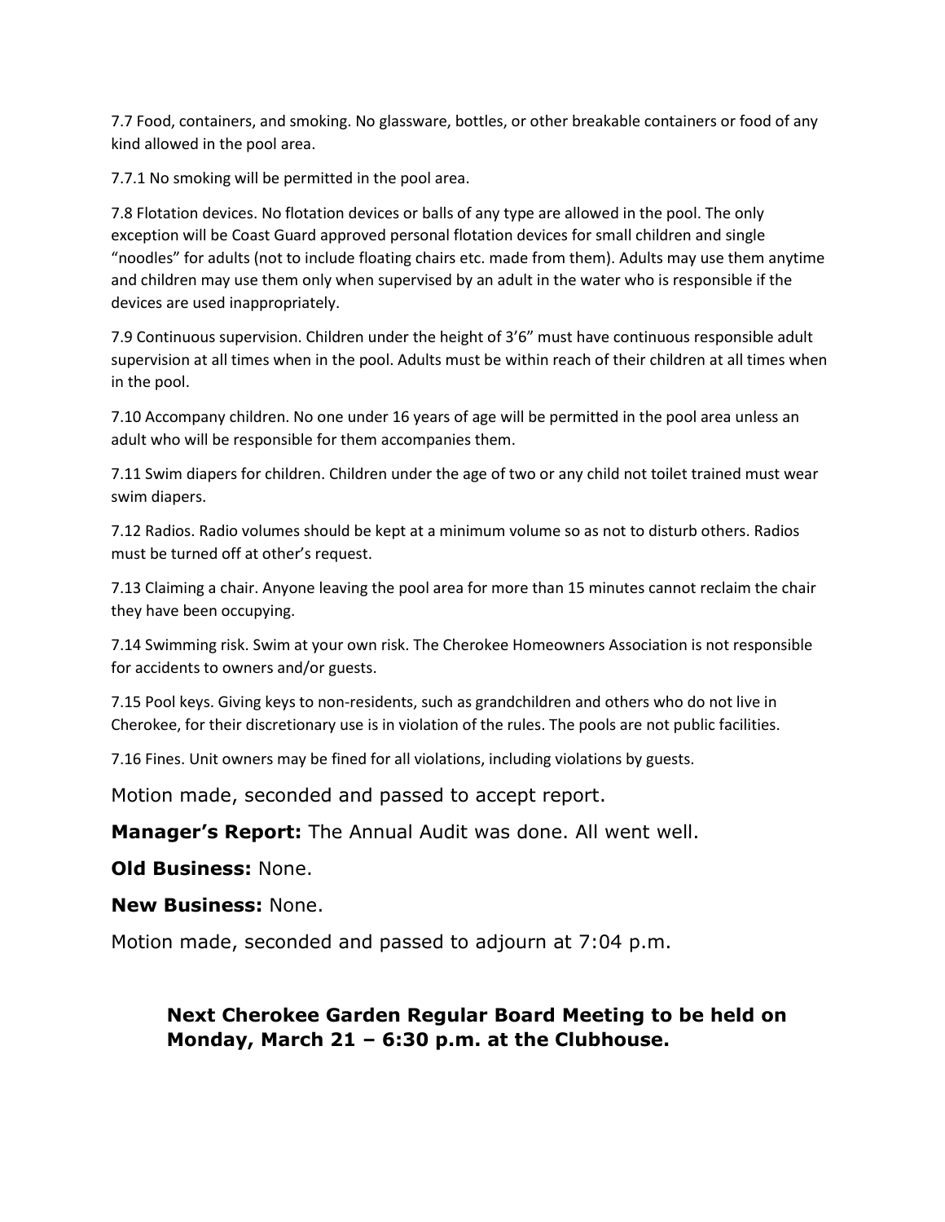7.7 Food, containers, and smoking. No glassware, bottles, or other breakable containers or food of any kind allowed in the pool area.

7.7.1 No smoking will be permitted in the pool area.

7.8 Flotation devices. No flotation devices or balls of any type are allowed in the pool. The only exception will be Coast Guard approved personal flotation devices for small children and single "noodles" for adults (not to include floating chairs etc. made from them). Adults may use them anytime and children may use them only when supervised by an adult in the water who is responsible if the devices are used inappropriately.

7.9 Continuous supervision. Children under the height of 3'6" must have continuous responsible adult supervision at all times when in the pool. Adults must be within reach of their children at all times when in the pool.

7.10 Accompany children. No one under 16 years of age will be permitted in the pool area unless an adult who will be responsible for them accompanies them.

7.11 Swim diapers for children. Children under the age of two or any child not toilet trained must wear swim diapers.

7.12 Radios. Radio volumes should be kept at a minimum volume so as not to disturb others. Radios must be turned off at other's request.

7.13 Claiming a chair. Anyone leaving the pool area for more than 15 minutes cannot reclaim the chair they have been occupying.

7.14 Swimming risk. Swim at your own risk. The Cherokee Homeowners Association is not responsible for accidents to owners and/or guests.

7.15 Pool keys. Giving keys to non-residents, such as grandchildren and others who do not live in Cherokee, for their discretionary use is in violation of the rules. The pools are not public facilities.

7.16 Fines. Unit owners may be fined for all violations, including violations by guests.

Motion made, seconded and passed to accept report.

**Manager's Report:** The Annual Audit was done. All went well.

**Old Business:** None.

**New Business:** None.

Motion made, seconded and passed to adjourn at 7:04 p.m.

**Next Cherokee Garden Regular Board Meeting to be held on Monday, March 21 – 6:30 p.m. at the Clubhouse.**